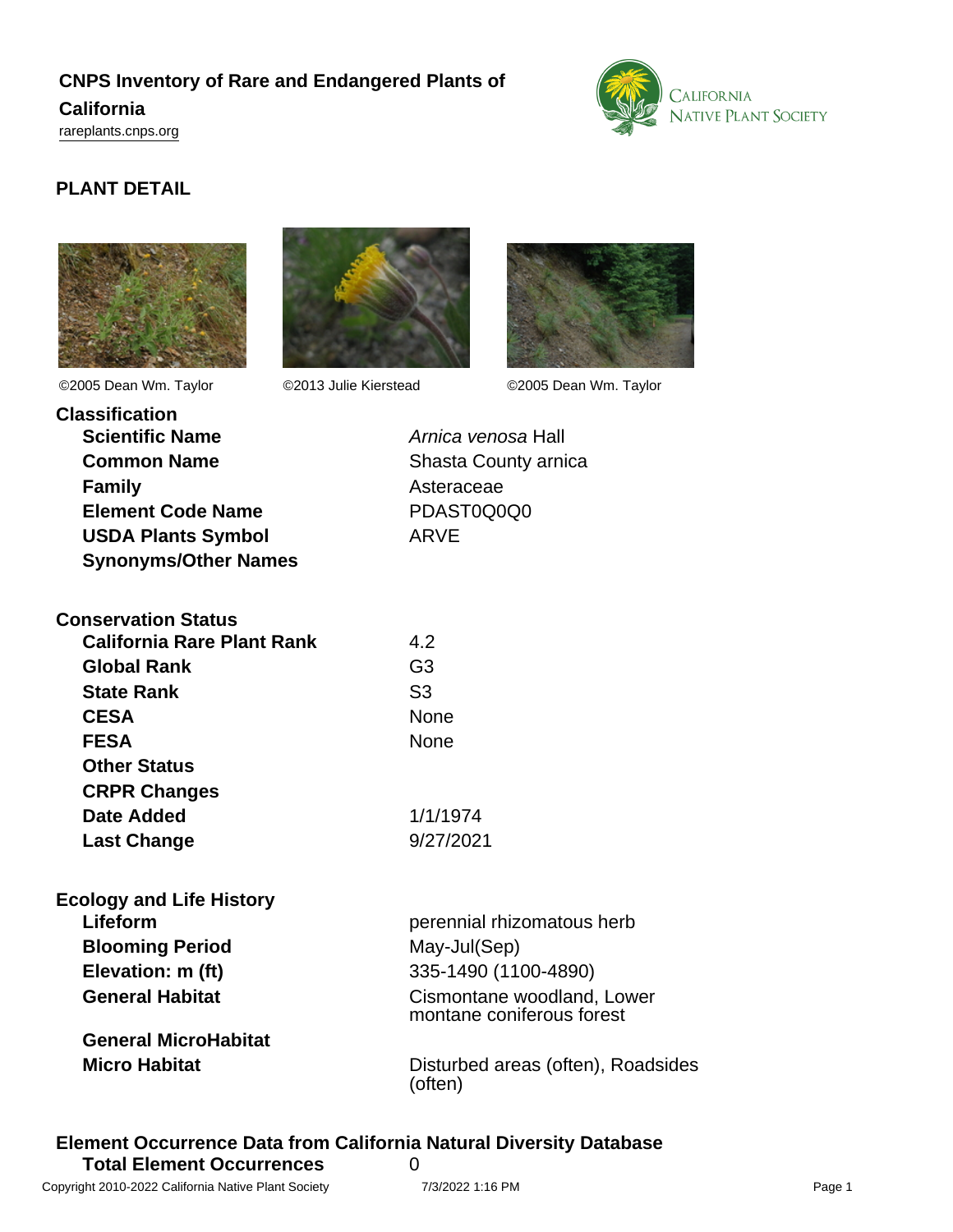# CNPS Inventory of Rare and Endangered Plants of California

rareplants.cnps.org

## PLANT DETAIL

©2005 Dean Wm. Taylor ©2013 Julie Kierstead ©2005 Dean Wm. Taylor

### Classification

| | |
|---|---|
| **Scientific Name** | *Arnica venosa* Hall |
| **Common Name** | Shasta County arnica |
| **Family** | Asteraceae |
| **Element Code Name** | PDAST0Q0Q0 |
| **USDA Plants Symbol** | ARVE |
| **Synonyms/Other Names** | |

### Conservation Status

| | |
|---|---|
| **California Rare Plant Rank** | 4.2 |
| **Global Rank** | G3 |
| **State Rank** | S3 |
| **CESA** | None |
| **FESA** | None |
| **Other Status** | |
| **CRPR Changes** | |
| **Date Added** | 1/1/1974 |
| **Last Change** | 9/27/2021 |

### Ecology and Life History

| | |
|---|---|
| **Lifeform** | perennial rhizomatous herb |
| **Blooming Period** | May-Jul(Sep) |
| **Elevation: m (ft)** | 335-1490 (1100-4890) |
| **General Habitat** | Cismontane woodland, Lower montane coniferous forest |
| **General MicroHabitat** | |
| **Micro Habitat** | Disturbed areas (often), Roadsides (often) |

### Element Occurrence Data from California Natural Diversity Database

| | |
|---|---|
| **Total Element Occurrences** | 0 |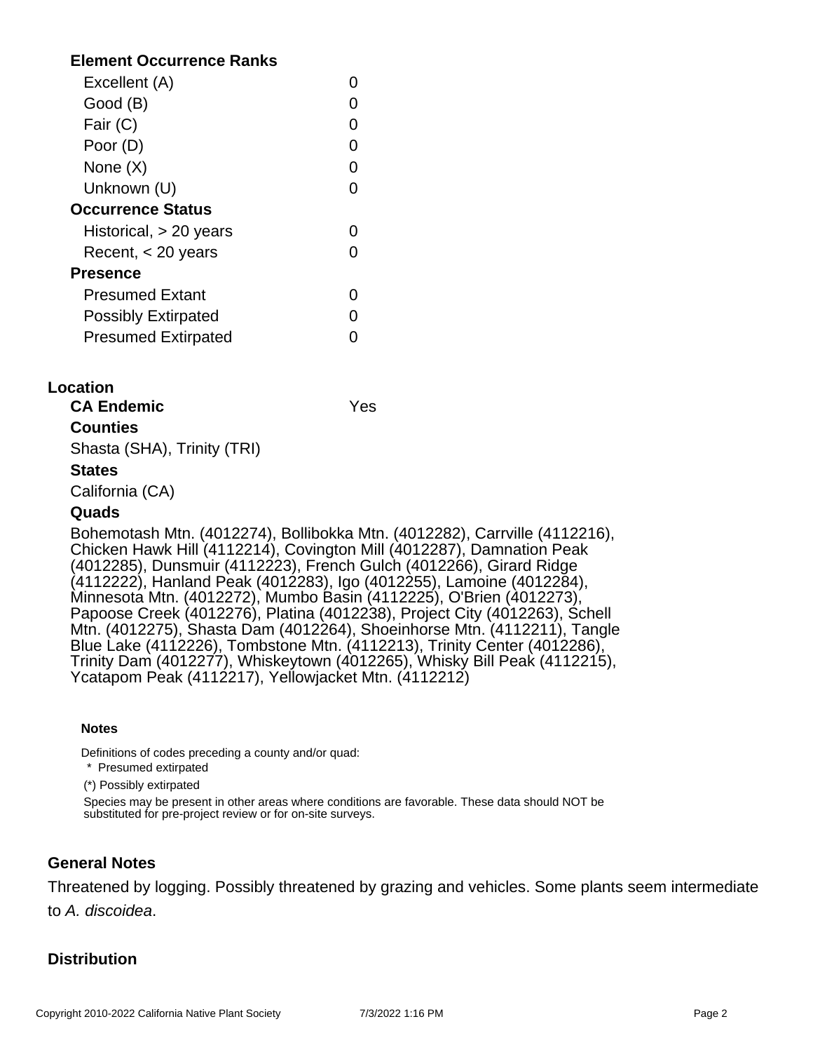**Element Occurrence Ranks**

| | |
|---|---|
| Excellent (A) | 0 |
| Good (B) | 0 |
| Fair (C) | 0 |
| Poor (D) | 0 |
| None (X) | 0 |
| Unknown (U) | 0 |

**Occurrence Status**

| | |
|---|---|
| Historical, > 20 years | 0 |
| Recent, < 20 years | 0 |

**Presence**

| | |
|---|---|
| Presumed Extant | 0 |
| Possibly Extirpated | 0 |
| Presumed Extirpated | 0 |

## Location

**CA Endemic** Yes

**Counties**

Shasta (SHA), Trinity (TRI)

**States**

California (CA)

**Quads**

Bohemotash Mtn. (4012274), Bollibokka Mtn. (4012282), Carrville (4112216), Chicken Hawk Hill (4112214), Covington Mill (4012287), Damnation Peak (4012285), Dunsmuir (4112223), French Gulch (4012266), Girard Ridge (4112222), Hanland Peak (4012283), Igo (4012255), Lamoine (4012284), Minnesota Mtn. (4012272), Mumbo Basin (4112225), O'Brien (4012273), Papoose Creek (4012276), Platina (4012238), Project City (4012263), Schell Mtn. (4012275), Shasta Dam (4012264), Shoeinhorse Mtn. (4112211), Tangle Blue Lake (4112226), Tombstone Mtn. (4112213), Trinity Center (4012286), Trinity Dam (4012277), Whiskeytown (4012265), Whisky Bill Peak (4112215), Ycatapom Peak (4112217), Yellowjacket Mtn. (4112212)

**Notes**

Definitions of codes preceding a county and/or quad:

\* Presumed extirpated

(*) Possibly extirpated

Species may be present in other areas where conditions are favorable. These data should NOT be substituted for pre-project review or for on-site surveys.

## General Notes

Threatened by logging. Possibly threatened by grazing and vehicles. Some plants seem intermediate to *A. discoidea*.

## Distribution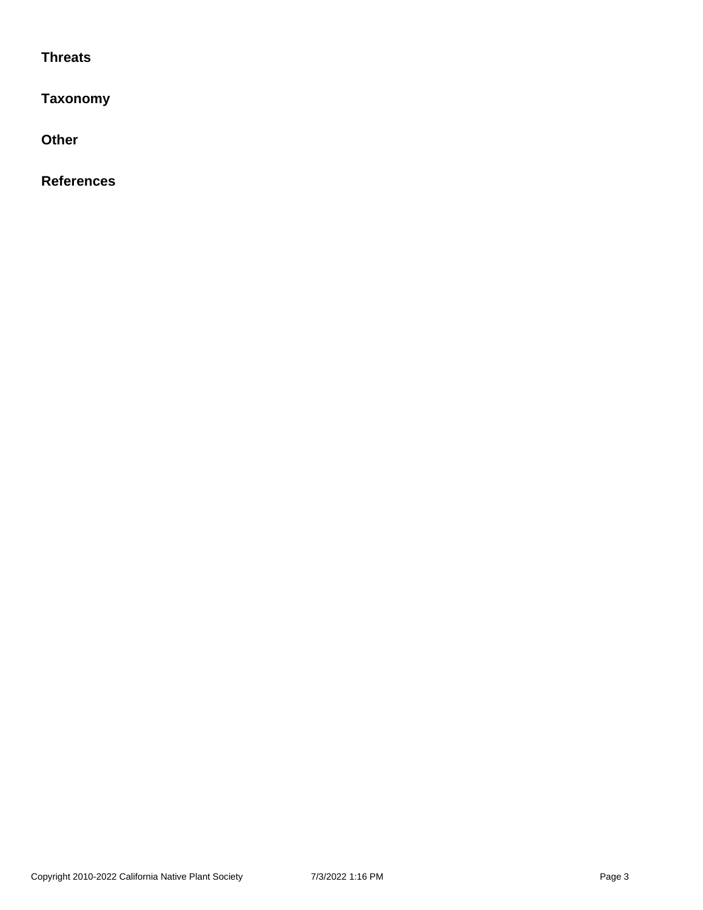## Threats

## Taxonomy

## Other

## References